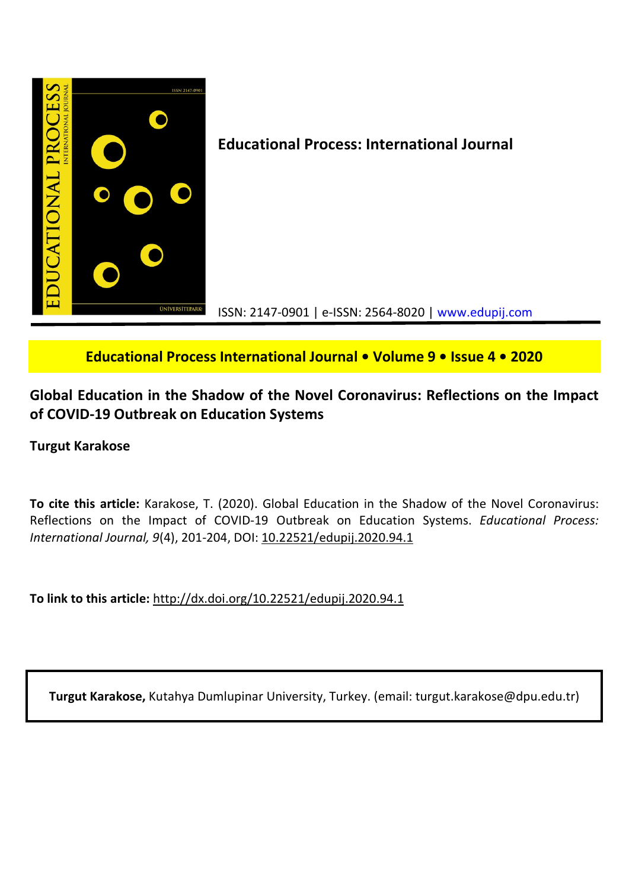**Educational Process: International Journal**

ISSN: 2147-0901 | e-ISSN: 2564-8020 | www.edupij.com

**Educational Process International Journal • Volume 9 • Issue 4 • 2020**

# Global Education in the Shadow of the Novel Coronavirus: Reflections on the Impact of COVID-19 Outbreak on Education Systems

**Turgut Karakose**

**To cite this article:** Karakose, T. (2020). Global Education in the Shadow of the Novel Coronavirus: Reflections on the Impact of COVID-19 Outbreak on Education Systems. *Educational Process: International Journal, 9*(4), 201-204, DOI: 10.22521/edupij.2020.94.1

**To link to this article:** http://dx.doi.org/10.22521/edupij.2020.94.1

**Turgut Karakose,** Kutahya Dumlupinar University, Turkey. (email: turgut.karakose@dpu.edu.tr)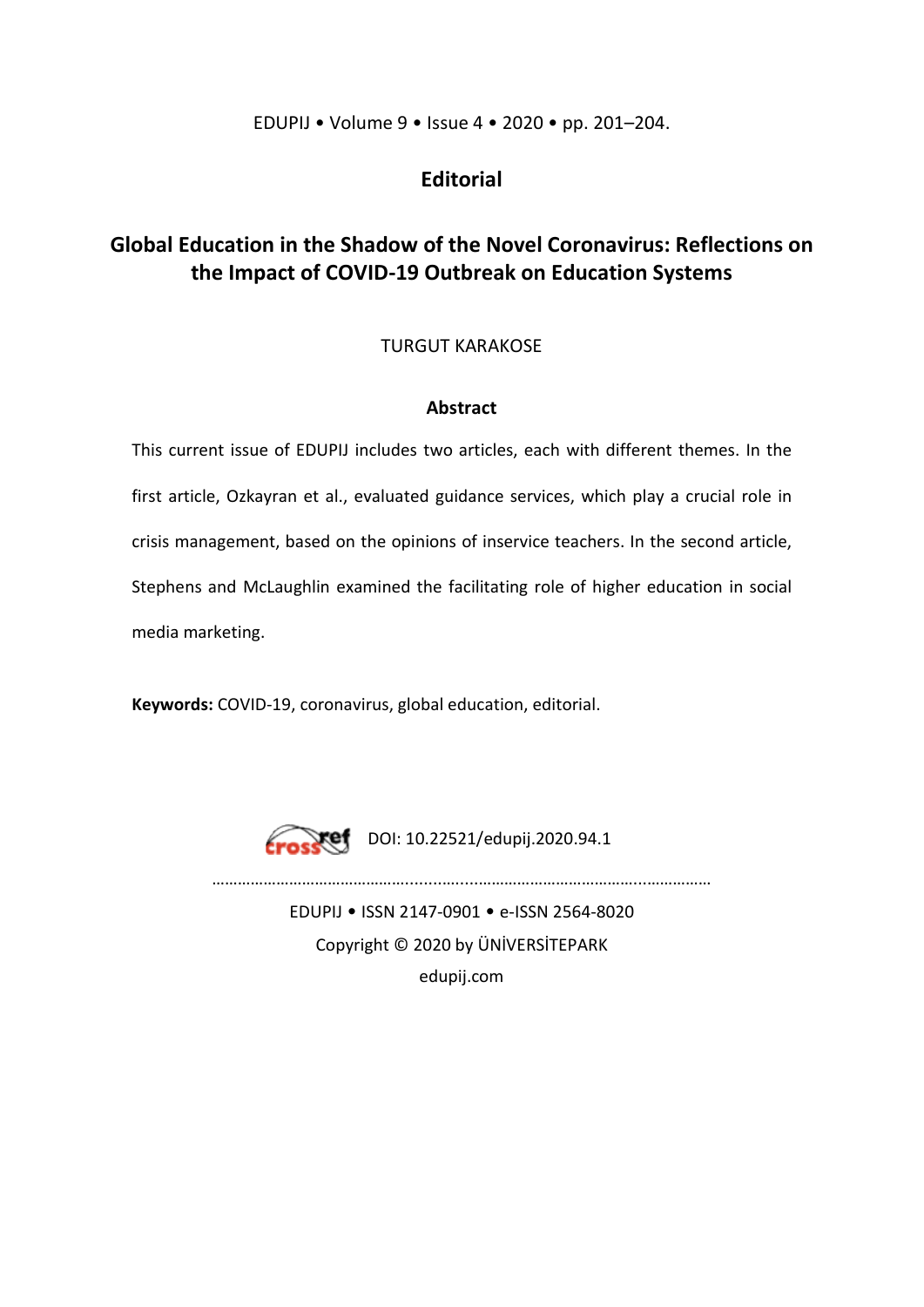## Editorial

# Global Education in the Shadow of the Novel Coronavirus: Reflections on the Impact of COVID-19 Outbreak on Education Systems

TURGUT KARAKOSE

### Abstract

This current issue of EDUPIJ includes two articles, each with different themes. In the first article, Ozkayran et al., evaluated guidance services, which play a crucial role in crisis management, based on the opinions of inservice teachers. In the second article, Stephens and McLaughlin examined the facilitating role of higher education in social media marketing.

**Keywords:** COVID-19, coronavirus, global education, editorial.

DOI: 10.22521/edupij.2020.94.1

EDUPIJ • ISSN 2147-0901 • e-ISSN 2564-8020
Copyright © 2020 by ÜNİVERSİTEPARK
edupij.com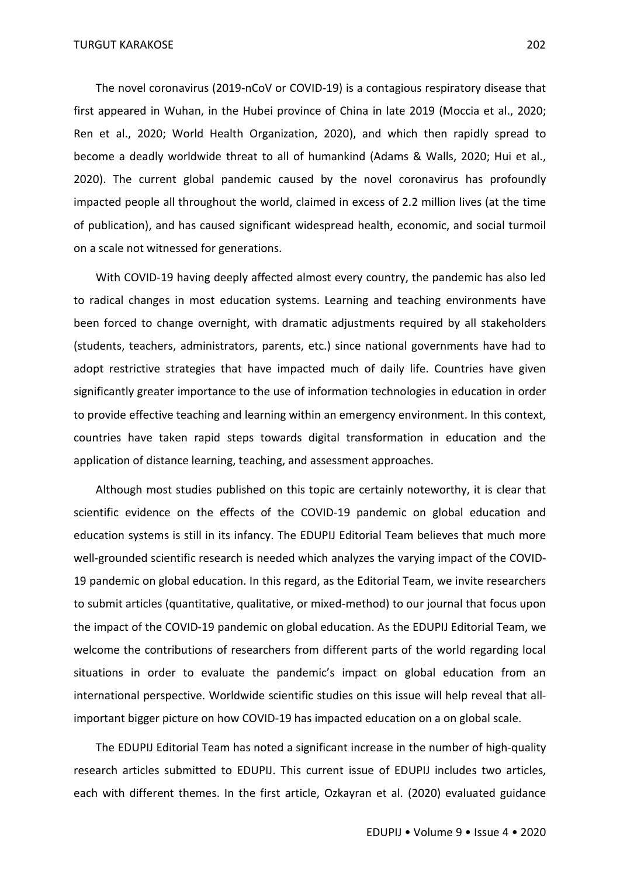The novel coronavirus (2019-nCoV or COVID-19) is a contagious respiratory disease that first appeared in Wuhan, in the Hubei province of China in late 2019 (Moccia et al., 2020; Ren et al., 2020; World Health Organization, 2020), and which then rapidly spread to become a deadly worldwide threat to all of humankind (Adams & Walls, 2020; Hui et al., 2020). The current global pandemic caused by the novel coronavirus has profoundly impacted people all throughout the world, claimed in excess of 2.2 million lives (at the time of publication), and has caused significant widespread health, economic, and social turmoil on a scale not witnessed for generations.

With COVID-19 having deeply affected almost every country, the pandemic has also led to radical changes in most education systems. Learning and teaching environments have been forced to change overnight, with dramatic adjustments required by all stakeholders (students, teachers, administrators, parents, etc.) since national governments have had to adopt restrictive strategies that have impacted much of daily life. Countries have given significantly greater importance to the use of information technologies in education in order to provide effective teaching and learning within an emergency environment. In this context, countries have taken rapid steps towards digital transformation in education and the application of distance learning, teaching, and assessment approaches.

Although most studies published on this topic are certainly noteworthy, it is clear that scientific evidence on the effects of the COVID-19 pandemic on global education and education systems is still in its infancy. The EDUPIJ Editorial Team believes that much more well-grounded scientific research is needed which analyzes the varying impact of the COVID-19 pandemic on global education. In this regard, as the Editorial Team, we invite researchers to submit articles (quantitative, qualitative, or mixed-method) to our journal that focus upon the impact of the COVID-19 pandemic on global education. As the EDUPIJ Editorial Team, we welcome the contributions of researchers from different parts of the world regarding local situations in order to evaluate the pandemic's impact on global education from an international perspective. Worldwide scientific studies on this issue will help reveal that all-important bigger picture on how COVID-19 has impacted education on a on global scale.

The EDUPIJ Editorial Team has noted a significant increase in the number of high-quality research articles submitted to EDUPIJ. This current issue of EDUPIJ includes two articles, each with different themes. In the first article, Ozkayran et al. (2020) evaluated guidance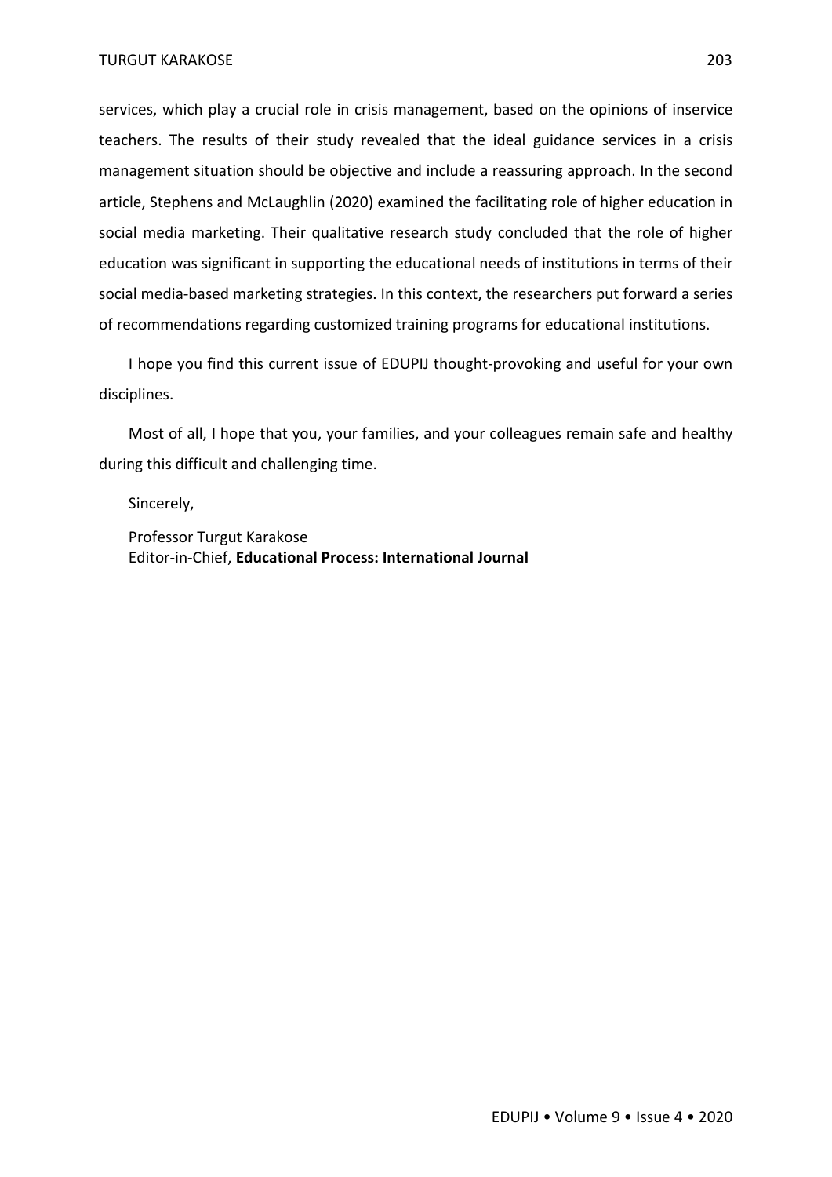services, which play a crucial role in crisis management, based on the opinions of inservice teachers. The results of their study revealed that the ideal guidance services in a crisis management situation should be objective and include a reassuring approach. In the second article, Stephens and McLaughlin (2020) examined the facilitating role of higher education in social media marketing. Their qualitative research study concluded that the role of higher education was significant in supporting the educational needs of institutions in terms of their social media-based marketing strategies. In this context, the researchers put forward a series of recommendations regarding customized training programs for educational institutions.

I hope you find this current issue of EDUPIJ thought-provoking and useful for your own disciplines.

Most of all, I hope that you, your families, and your colleagues remain safe and healthy during this difficult and challenging time.

Sincerely,

Professor Turgut Karakose
Editor-in-Chief, **Educational Process: International Journal**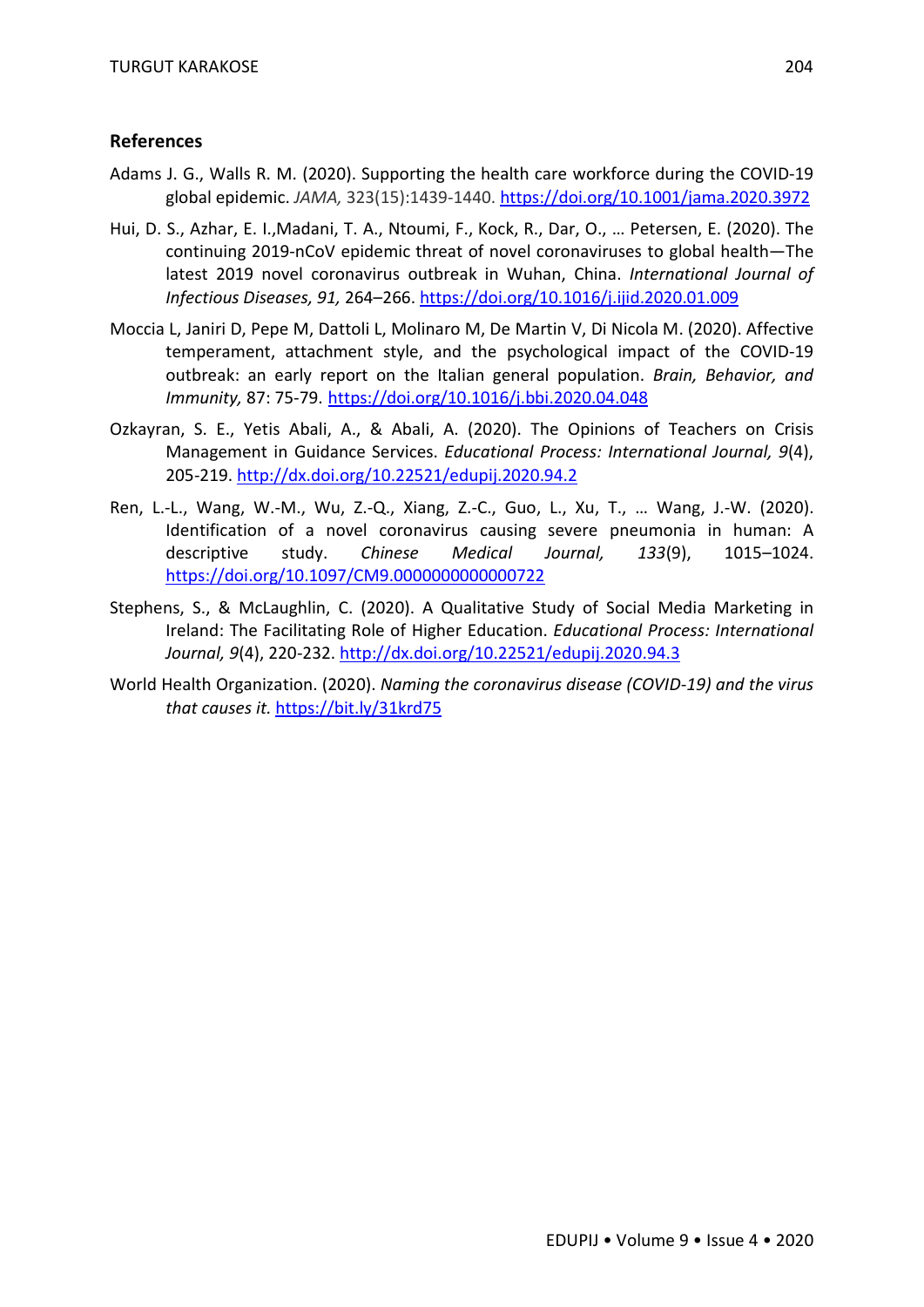## References

Adams J. G., Walls R. M. (2020). Supporting the health care workforce during the COVID-19 global epidemic. *JAMA,* 323(15):1439-1440. https://doi.org/10.1001/jama.2020.3972

Hui, D. S., Azhar, E. I.,Madani, T. A., Ntoumi, F., Kock, R., Dar, O., … Petersen, E. (2020). The continuing 2019-nCoV epidemic threat of novel coronaviruses to global health—The latest 2019 novel coronavirus outbreak in Wuhan, China. *International Journal of Infectious Diseases, 91,* 264–266. https://doi.org/10.1016/j.ijid.2020.01.009

Moccia L, Janiri D, Pepe M, Dattoli L, Molinaro M, De Martin V, Di Nicola M. (2020). Affective temperament, attachment style, and the psychological impact of the COVID-19 outbreak: an early report on the Italian general population. *Brain, Behavior, and Immunity,* 87: 75-79. https://doi.org/10.1016/j.bbi.2020.04.048

Ozkayran, S. E., Yetis Abali, A., & Abali, A. (2020). The Opinions of Teachers on Crisis Management in Guidance Services. *Educational Process: International Journal, 9*(4), 205-219. http://dx.doi.org/10.22521/edupij.2020.94.2

Ren, L.-L., Wang, W.-M., Wu, Z.-Q., Xiang, Z.-C., Guo, L., Xu, T., … Wang, J.-W. (2020). Identification of a novel coronavirus causing severe pneumonia in human: A descriptive study. *Chinese Medical Journal, 133*(9), 1015–1024. https://doi.org/10.1097/CM9.0000000000000722

Stephens, S., & McLaughlin, C. (2020). A Qualitative Study of Social Media Marketing in Ireland: The Facilitating Role of Higher Education. *Educational Process: International Journal, 9*(4), 220-232. http://dx.doi.org/10.22521/edupij.2020.94.3

World Health Organization. (2020). *Naming the coronavirus disease (COVID-19) and the virus that causes it.* https://bit.ly/31krd75